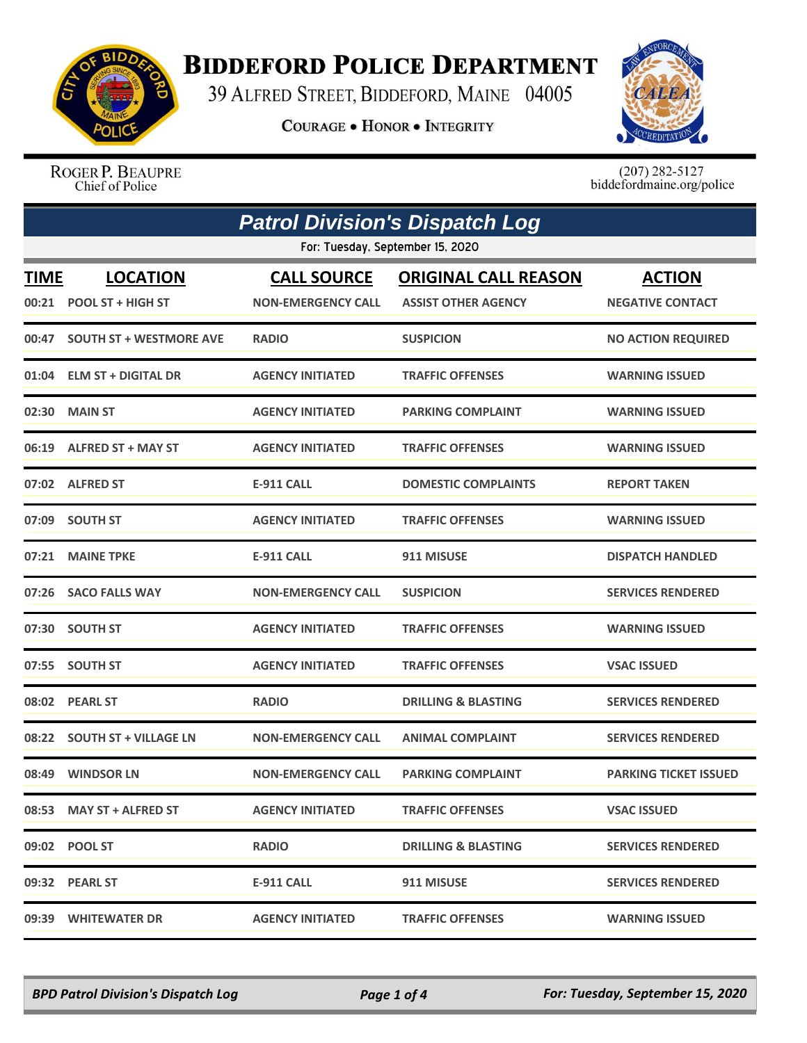# BIDDEFORD POLICE DEPARTMENT

39 ALFRED STREET, BIDDEFORD, MAINE 04005

**COURAGE • HONOR • INTEGRITY**

ROGER P. BEAUPRE
Chief of Police

(207) 282-5127
biddefordmaine.org/police

## *Patrol Division's Dispatch Log*

For: Tuesday, September 15, 2020

| TIME | LOCATION | CALL SOURCE | ORIGINAL CALL REASON | ACTION |
|---|---|---|---|---|
| 00:21 | POOL ST + HIGH ST | NON-EMERGENCY CALL | ASSIST OTHER AGENCY | NEGATIVE CONTACT |
| 00:47 | SOUTH ST + WESTMORE AVE | RADIO | SUSPICION | NO ACTION REQUIRED |
| 01:04 | ELM ST + DIGITAL DR | AGENCY INITIATED | TRAFFIC OFFENSES | WARNING ISSUED |
| 02:30 | MAIN ST | AGENCY INITIATED | PARKING COMPLAINT | WARNING ISSUED |
| 06:19 | ALFRED ST + MAY ST | AGENCY INITIATED | TRAFFIC OFFENSES | WARNING ISSUED |
| 07:02 | ALFRED ST | E-911 CALL | DOMESTIC COMPLAINTS | REPORT TAKEN |
| 07:09 | SOUTH ST | AGENCY INITIATED | TRAFFIC OFFENSES | WARNING ISSUED |
| 07:21 | MAINE TPKE | E-911 CALL | 911 MISUSE | DISPATCH HANDLED |
| 07:26 | SACO FALLS WAY | NON-EMERGENCY CALL | SUSPICION | SERVICES RENDERED |
| 07:30 | SOUTH ST | AGENCY INITIATED | TRAFFIC OFFENSES | WARNING ISSUED |
| 07:55 | SOUTH ST | AGENCY INITIATED | TRAFFIC OFFENSES | VSAC ISSUED |
| 08:02 | PEARL ST | RADIO | DRILLING & BLASTING | SERVICES RENDERED |
| 08:22 | SOUTH ST + VILLAGE LN | NON-EMERGENCY CALL | ANIMAL COMPLAINT | SERVICES RENDERED |
| 08:49 | WINDSOR LN | NON-EMERGENCY CALL | PARKING COMPLAINT | PARKING TICKET ISSUED |
| 08:53 | MAY ST + ALFRED ST | AGENCY INITIATED | TRAFFIC OFFENSES | VSAC ISSUED |
| 09:02 | POOL ST | RADIO | DRILLING & BLASTING | SERVICES RENDERED |
| 09:32 | PEARL ST | E-911 CALL | 911 MISUSE | SERVICES RENDERED |
| 09:39 | WHITEWATER DR | AGENCY INITIATED | TRAFFIC OFFENSES | WARNING ISSUED |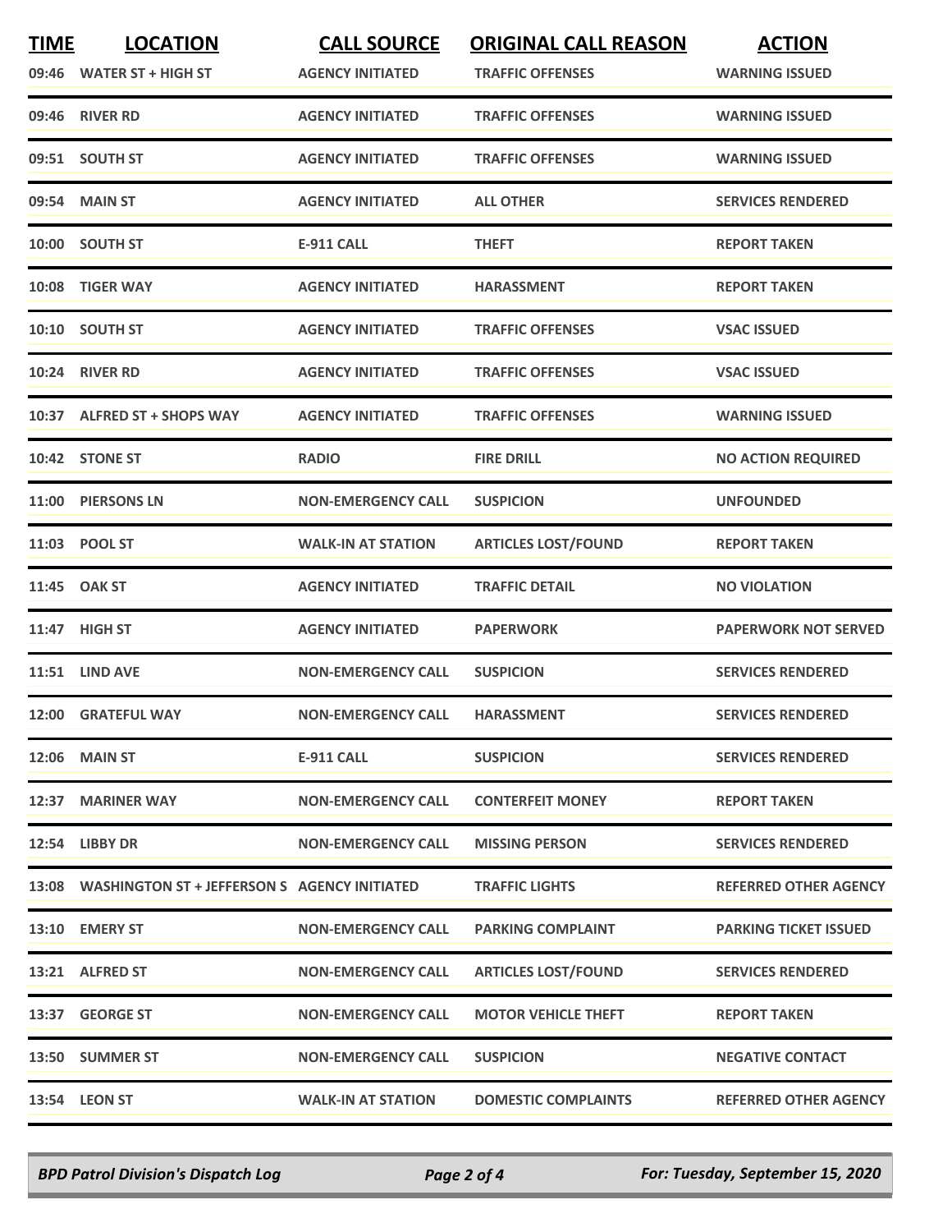| TIME | LOCATION | CALL SOURCE | ORIGINAL CALL REASON | ACTION |
|---|---|---|---|---|
| 09:46 | WATER ST + HIGH ST | AGENCY INITIATED | TRAFFIC OFFENSES | WARNING ISSUED |
| 09:46 | RIVER RD | AGENCY INITIATED | TRAFFIC OFFENSES | WARNING ISSUED |
| 09:51 | SOUTH ST | AGENCY INITIATED | TRAFFIC OFFENSES | WARNING ISSUED |
| 09:54 | MAIN ST | AGENCY INITIATED | ALL OTHER | SERVICES RENDERED |
| 10:00 | SOUTH ST | E-911 CALL | THEFT | REPORT TAKEN |
| 10:08 | TIGER WAY | AGENCY INITIATED | HARASSMENT | REPORT TAKEN |
| 10:10 | SOUTH ST | AGENCY INITIATED | TRAFFIC OFFENSES | VSAC ISSUED |
| 10:24 | RIVER RD | AGENCY INITIATED | TRAFFIC OFFENSES | VSAC ISSUED |
| 10:37 | ALFRED ST + SHOPS WAY | AGENCY INITIATED | TRAFFIC OFFENSES | WARNING ISSUED |
| 10:42 | STONE ST | RADIO | FIRE DRILL | NO ACTION REQUIRED |
| 11:00 | PIERSONS LN | NON-EMERGENCY CALL | SUSPICION | UNFOUNDED |
| 11:03 | POOL ST | WALK-IN AT STATION | ARTICLES LOST/FOUND | REPORT TAKEN |
| 11:45 | OAK ST | AGENCY INITIATED | TRAFFIC DETAIL | NO VIOLATION |
| 11:47 | HIGH ST | AGENCY INITIATED | PAPERWORK | PAPERWORK NOT SERVED |
| 11:51 | LIND AVE | NON-EMERGENCY CALL | SUSPICION | SERVICES RENDERED |
| 12:00 | GRATEFUL WAY | NON-EMERGENCY CALL | HARASSMENT | SERVICES RENDERED |
| 12:06 | MAIN ST | E-911 CALL | SUSPICION | SERVICES RENDERED |
| 12:37 | MARINER WAY | NON-EMERGENCY CALL | CONTERFEIT MONEY | REPORT TAKEN |
| 12:54 | LIBBY DR | NON-EMERGENCY CALL | MISSING PERSON | SERVICES RENDERED |
| 13:08 | WASHINGTON ST + JEFFERSON S | AGENCY INITIATED | TRAFFIC LIGHTS | REFERRED OTHER AGENCY |
| 13:10 | EMERY ST | NON-EMERGENCY CALL | PARKING COMPLAINT | PARKING TICKET ISSUED |
| 13:21 | ALFRED ST | NON-EMERGENCY CALL | ARTICLES LOST/FOUND | SERVICES RENDERED |
| 13:37 | GEORGE ST | NON-EMERGENCY CALL | MOTOR VEHICLE THEFT | REPORT TAKEN |
| 13:50 | SUMMER ST | NON-EMERGENCY CALL | SUSPICION | NEGATIVE CONTACT |
| 13:54 | LEON ST | WALK-IN AT STATION | DOMESTIC COMPLAINTS | REFERRED OTHER AGENCY |

*BPD Patrol Division's Dispatch Log* — *For: Tuesday, September 15, 2020*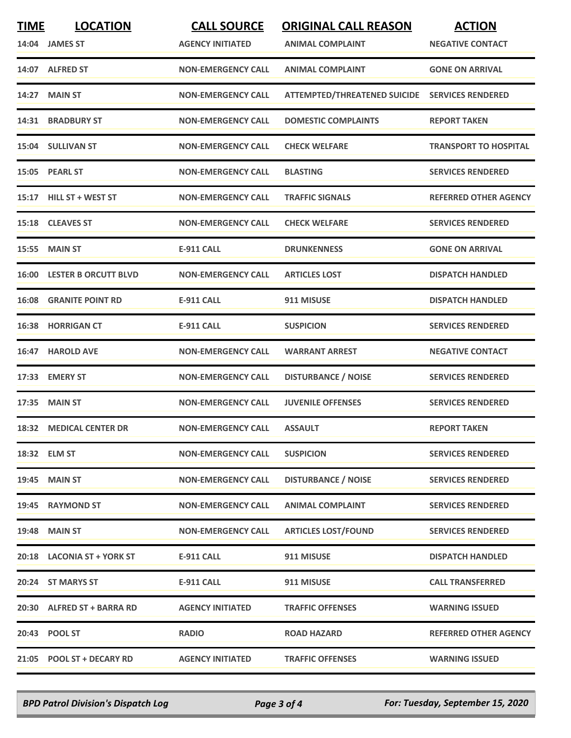| TIME | LOCATION | CALL SOURCE | ORIGINAL CALL REASON | ACTION |
|---|---|---|---|---|
| 14:04 | JAMES ST | AGENCY INITIATED | ANIMAL COMPLAINT | NEGATIVE CONTACT |
| 14:07 | ALFRED ST | NON-EMERGENCY CALL | ANIMAL COMPLAINT | GONE ON ARRIVAL |
| 14:27 | MAIN ST | NON-EMERGENCY CALL | ATTEMPTED/THREATENED SUICIDE | SERVICES RENDERED |
| 14:31 | BRADBURY ST | NON-EMERGENCY CALL | DOMESTIC COMPLAINTS | REPORT TAKEN |
| 15:04 | SULLIVAN ST | NON-EMERGENCY CALL | CHECK WELFARE | TRANSPORT TO HOSPITAL |
| 15:05 | PEARL ST | NON-EMERGENCY CALL | BLASTING | SERVICES RENDERED |
| 15:17 | HILL ST + WEST ST | NON-EMERGENCY CALL | TRAFFIC SIGNALS | REFERRED OTHER AGENCY |
| 15:18 | CLEAVES ST | NON-EMERGENCY CALL | CHECK WELFARE | SERVICES RENDERED |
| 15:55 | MAIN ST | E-911 CALL | DRUNKENNESS | GONE ON ARRIVAL |
| 16:00 | LESTER B ORCUTT BLVD | NON-EMERGENCY CALL | ARTICLES LOST | DISPATCH HANDLED |
| 16:08 | GRANITE POINT RD | E-911 CALL | 911 MISUSE | DISPATCH HANDLED |
| 16:38 | HORRIGAN CT | E-911 CALL | SUSPICION | SERVICES RENDERED |
| 16:47 | HAROLD AVE | NON-EMERGENCY CALL | WARRANT ARREST | NEGATIVE CONTACT |
| 17:33 | EMERY ST | NON-EMERGENCY CALL | DISTURBANCE / NOISE | SERVICES RENDERED |
| 17:35 | MAIN ST | NON-EMERGENCY CALL | JUVENILE OFFENSES | SERVICES RENDERED |
| 18:32 | MEDICAL CENTER DR | NON-EMERGENCY CALL | ASSAULT | REPORT TAKEN |
| 18:32 | ELM ST | NON-EMERGENCY CALL | SUSPICION | SERVICES RENDERED |
| 19:45 | MAIN ST | NON-EMERGENCY CALL | DISTURBANCE / NOISE | SERVICES RENDERED |
| 19:45 | RAYMOND ST | NON-EMERGENCY CALL | ANIMAL COMPLAINT | SERVICES RENDERED |
| 19:48 | MAIN ST | NON-EMERGENCY CALL | ARTICLES LOST/FOUND | SERVICES RENDERED |
| 20:18 | LACONIA ST + YORK ST | E-911 CALL | 911 MISUSE | DISPATCH HANDLED |
| 20:24 | ST MARYS ST | E-911 CALL | 911 MISUSE | CALL TRANSFERRED |
| 20:30 | ALFRED ST + BARRA RD | AGENCY INITIATED | TRAFFIC OFFENSES | WARNING ISSUED |
| 20:43 | POOL ST | RADIO | ROAD HAZARD | REFERRED OTHER AGENCY |
| 21:05 | POOL ST + DECARY RD | AGENCY INITIATED | TRAFFIC OFFENSES | WARNING ISSUED |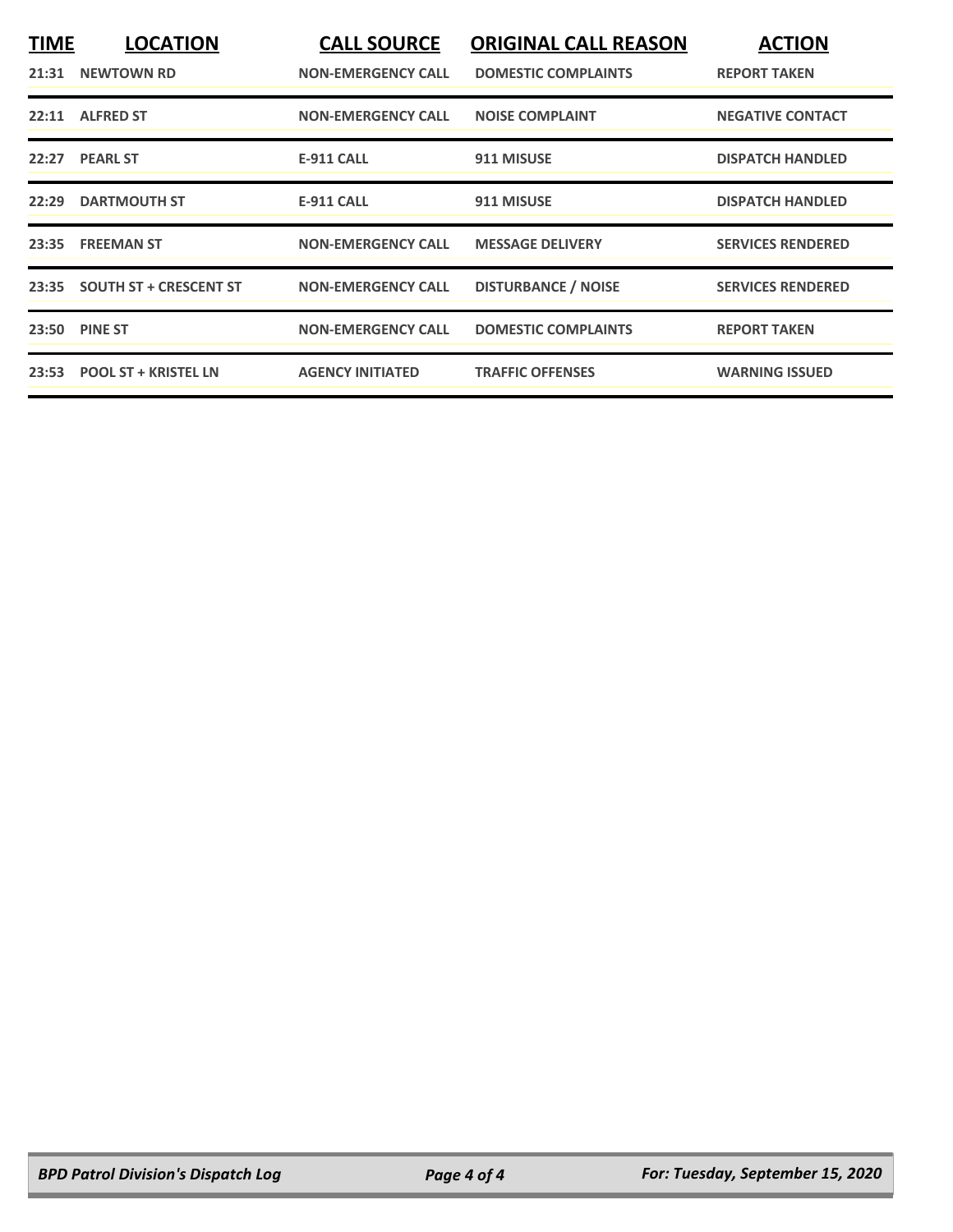| TIME | LOCATION | CALL SOURCE | ORIGINAL CALL REASON | ACTION |
| --- | --- | --- | --- | --- |
| 21:31 | NEWTOWN RD | NON-EMERGENCY CALL | DOMESTIC COMPLAINTS | REPORT TAKEN |
| 22:11 | ALFRED ST | NON-EMERGENCY CALL | NOISE COMPLAINT | NEGATIVE CONTACT |
| 22:27 | PEARL ST | E-911 CALL | 911 MISUSE | DISPATCH HANDLED |
| 22:29 | DARTMOUTH ST | E-911 CALL | 911 MISUSE | DISPATCH HANDLED |
| 23:35 | FREEMAN ST | NON-EMERGENCY CALL | MESSAGE DELIVERY | SERVICES RENDERED |
| 23:35 | SOUTH ST + CRESCENT ST | NON-EMERGENCY CALL | DISTURBANCE / NOISE | SERVICES RENDERED |
| 23:50 | PINE ST | NON-EMERGENCY CALL | DOMESTIC COMPLAINTS | REPORT TAKEN |
| 23:53 | POOL ST + KRISTEL LN | AGENCY INITIATED | TRAFFIC OFFENSES | WARNING ISSUED |